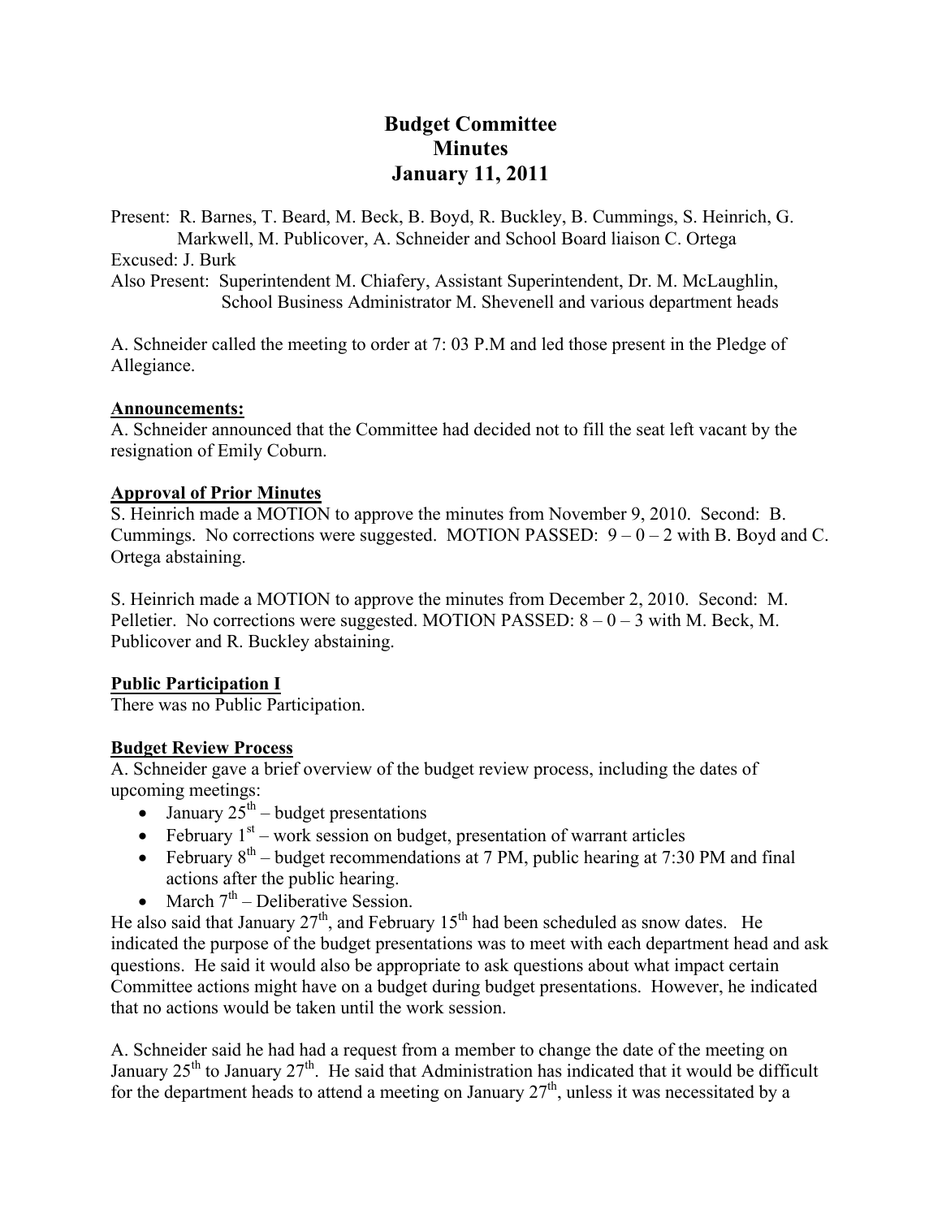# Budget Committee
# Minutes
# January 11, 2011

Present: R. Barnes, T. Beard, M. Beck, B. Boyd, R. Buckley, B. Cummings, S. Heinrich, G. Markwell, M. Publicover, A. Schneider and School Board liaison C. Ortega

Excused: J. Burk

Also Present: Superintendent M. Chiafery, Assistant Superintendent, Dr. M. McLaughlin, School Business Administrator M. Shevenell and various department heads

A. Schneider called the meeting to order at 7: 03 P.M and led those present in the Pledge of Allegiance.

**Announcements:**

A. Schneider announced that the Committee had decided not to fill the seat left vacant by the resignation of Emily Coburn.

**Approval of Prior Minutes**

S. Heinrich made a MOTION to approve the minutes from November 9, 2010. Second: B. Cummings. No corrections were suggested. MOTION PASSED: 9 – 0 – 2 with B. Boyd and C. Ortega abstaining.

S. Heinrich made a MOTION to approve the minutes from December 2, 2010. Second: M. Pelletier. No corrections were suggested. MOTION PASSED: 8 – 0 – 3 with M. Beck, M. Publicover and R. Buckley abstaining.

**Public Participation I**

There was no Public Participation.

**Budget Review Process**

A. Schneider gave a brief overview of the budget review process, including the dates of upcoming meetings:

- January 25th – budget presentations
- February 1st – work session on budget, presentation of warrant articles
- February 8th – budget recommendations at 7 PM, public hearing at 7:30 PM and final actions after the public hearing.
- March 7th – Deliberative Session.

He also said that January 27th, and February 15th had been scheduled as snow dates. He indicated the purpose of the budget presentations was to meet with each department head and ask questions. He said it would also be appropriate to ask questions about what impact certain Committee actions might have on a budget during budget presentations. However, he indicated that no actions would be taken until the work session.

A. Schneider said he had had a request from a member to change the date of the meeting on January 25th to January 27th. He said that Administration has indicated that it would be difficult for the department heads to attend a meeting on January 27th, unless it was necessitated by a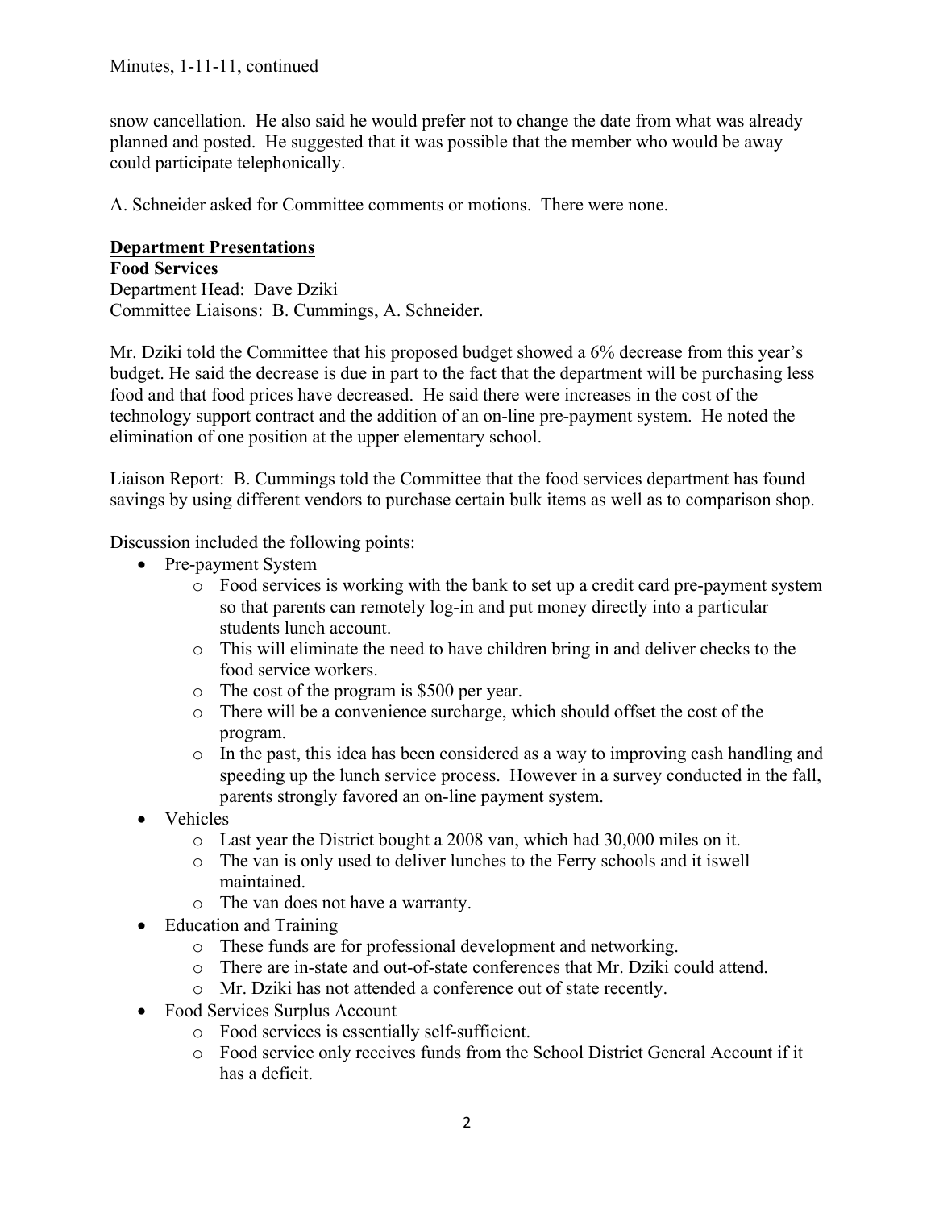snow cancellation. He also said he would prefer not to change the date from what was already planned and posted. He suggested that it was possible that the member who would be away could participate telephonically.

A. Schneider asked for Committee comments or motions. There were none.

## Department Presentations

**Food Services**
Department Head: Dave Dziki
Committee Liaisons: B. Cummings, A. Schneider.

Mr. Dziki told the Committee that his proposed budget showed a 6% decrease from this year's budget. He said the decrease is due in part to the fact that the department will be purchasing less food and that food prices have decreased. He said there were increases in the cost of the technology support contract and the addition of an on-line pre-payment system. He noted the elimination of one position at the upper elementary school.

Liaison Report: B. Cummings told the Committee that the food services department has found savings by using different vendors to purchase certain bulk items as well as to comparison shop.

Discussion included the following points:

- Pre-payment System
  - Food services is working with the bank to set up a credit card pre-payment system so that parents can remotely log-in and put money directly into a particular students lunch account.
  - This will eliminate the need to have children bring in and deliver checks to the food service workers.
  - The cost of the program is $500 per year.
  - There will be a convenience surcharge, which should offset the cost of the program.
  - In the past, this idea has been considered as a way to improving cash handling and speeding up the lunch service process. However in a survey conducted in the fall, parents strongly favored an on-line payment system.
- Vehicles
  - Last year the District bought a 2008 van, which had 30,000 miles on it.
  - The van is only used to deliver lunches to the Ferry schools and it iswell maintained.
  - The van does not have a warranty.
- Education and Training
  - These funds are for professional development and networking.
  - There are in-state and out-of-state conferences that Mr. Dziki could attend.
  - Mr. Dziki has not attended a conference out of state recently.
- Food Services Surplus Account
  - Food services is essentially self-sufficient.
  - Food service only receives funds from the School District General Account if it has a deficit.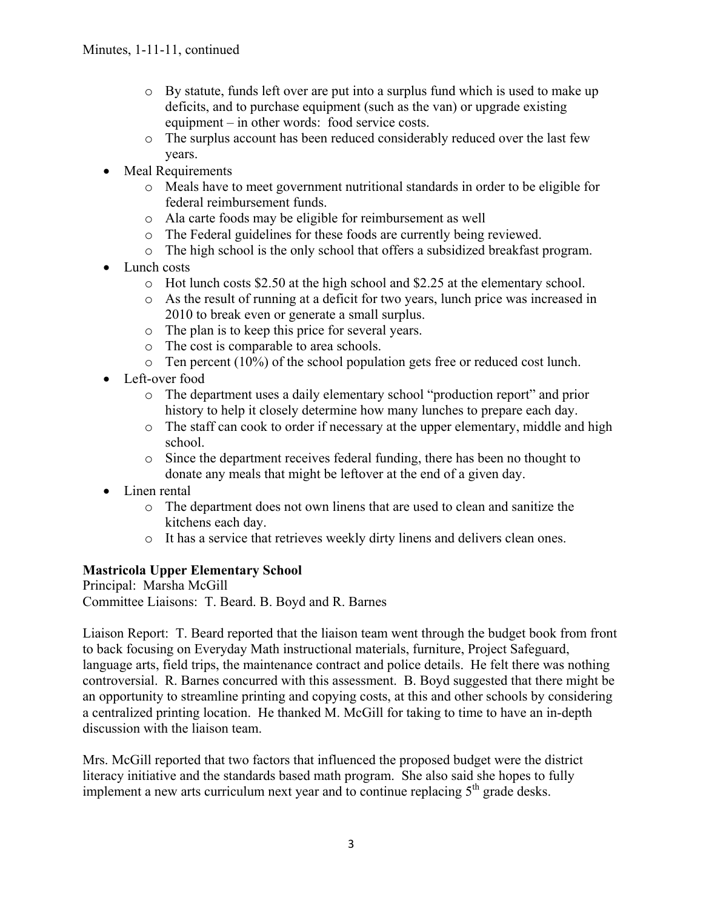- By statute, funds left over are put into a surplus fund which is used to make up deficits, and to purchase equipment (such as the van) or upgrade existing equipment – in other words: food service costs.
  - The surplus account has been reduced considerably reduced over the last few years.
- Meal Requirements
  - Meals have to meet government nutritional standards in order to be eligible for federal reimbursement funds.
  - Ala carte foods may be eligible for reimbursement as well
  - The Federal guidelines for these foods are currently being reviewed.
  - The high school is the only school that offers a subsidized breakfast program.
- Lunch costs
  - Hot lunch costs $2.50 at the high school and $2.25 at the elementary school.
  - As the result of running at a deficit for two years, lunch price was increased in 2010 to break even or generate a small surplus.
  - The plan is to keep this price for several years.
  - The cost is comparable to area schools.
  - Ten percent (10%) of the school population gets free or reduced cost lunch.
- Left-over food
  - The department uses a daily elementary school "production report" and prior history to help it closely determine how many lunches to prepare each day.
  - The staff can cook to order if necessary at the upper elementary, middle and high school.
  - Since the department receives federal funding, there has been no thought to donate any meals that might be leftover at the end of a given day.
- Linen rental
  - The department does not own linens that are used to clean and sanitize the kitchens each day.
  - It has a service that retrieves weekly dirty linens and delivers clean ones.

**Mastricola Upper Elementary School**
Principal: Marsha McGill
Committee Liaisons: T. Beard. B. Boyd and R. Barnes

Liaison Report: T. Beard reported that the liaison team went through the budget book from front to back focusing on Everyday Math instructional materials, furniture, Project Safeguard, language arts, field trips, the maintenance contract and police details. He felt there was nothing controversial. R. Barnes concurred with this assessment. B. Boyd suggested that there might be an opportunity to streamline printing and copying costs, at this and other schools by considering a centralized printing location. He thanked M. McGill for taking to time to have an in-depth discussion with the liaison team.

Mrs. McGill reported that two factors that influenced the proposed budget were the district literacy initiative and the standards based math program. She also said she hopes to fully implement a new arts curriculum next year and to continue replacing 5th grade desks.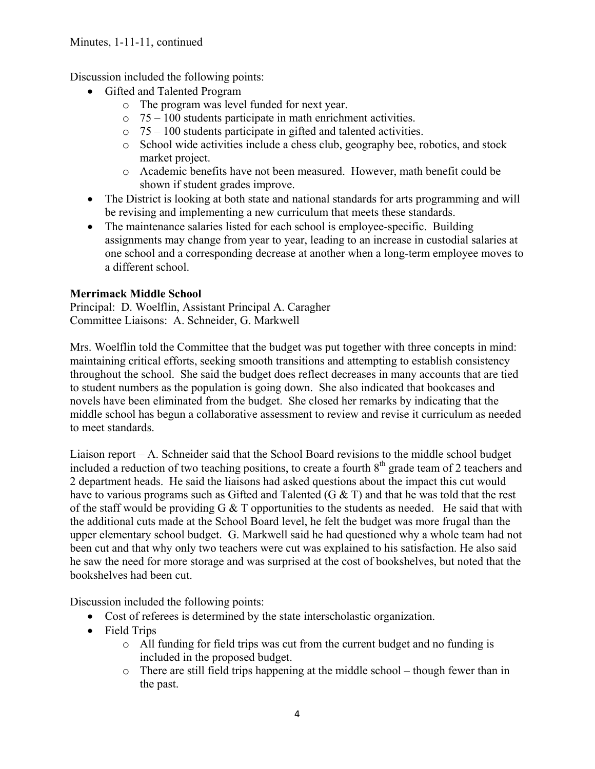Minutes, 1-11-11, continued

Discussion included the following points:

- Gifted and Talented Program
  - The program was level funded for next year.
  - 75 – 100 students participate in math enrichment activities.
  - 75 – 100 students participate in gifted and talented activities.
  - School wide activities include a chess club, geography bee, robotics, and stock market project.
  - Academic benefits have not been measured. However, math benefit could be shown if student grades improve.
- The District is looking at both state and national standards for arts programming and will be revising and implementing a new curriculum that meets these standards.
- The maintenance salaries listed for each school is employee-specific. Building assignments may change from year to year, leading to an increase in custodial salaries at one school and a corresponding decrease at another when a long-term employee moves to a different school.

**Merrimack Middle School**
Principal: D. Woelflin, Assistant Principal A. Caragher
Committee Liaisons: A. Schneider, G. Markwell

Mrs. Woelflin told the Committee that the budget was put together with three concepts in mind: maintaining critical efforts, seeking smooth transitions and attempting to establish consistency throughout the school. She said the budget does reflect decreases in many accounts that are tied to student numbers as the population is going down. She also indicated that bookcases and novels have been eliminated from the budget. She closed her remarks by indicating that the middle school has begun a collaborative assessment to review and revise it curriculum as needed to meet standards.

Liaison report – A. Schneider said that the School Board revisions to the middle school budget included a reduction of two teaching positions, to create a fourth 8th grade team of 2 teachers and 2 department heads. He said the liaisons had asked questions about the impact this cut would have to various programs such as Gifted and Talented (G & T) and that he was told that the rest of the staff would be providing G & T opportunities to the students as needed. He said that with the additional cuts made at the School Board level, he felt the budget was more frugal than the upper elementary school budget. G. Markwell said he had questioned why a whole team had not been cut and that why only two teachers were cut was explained to his satisfaction. He also said he saw the need for more storage and was surprised at the cost of bookshelves, but noted that the bookshelves had been cut.

Discussion included the following points:

- Cost of referees is determined by the state interscholastic organization.
- Field Trips
  - All funding for field trips was cut from the current budget and no funding is included in the proposed budget.
  - There are still field trips happening at the middle school – though fewer than in the past.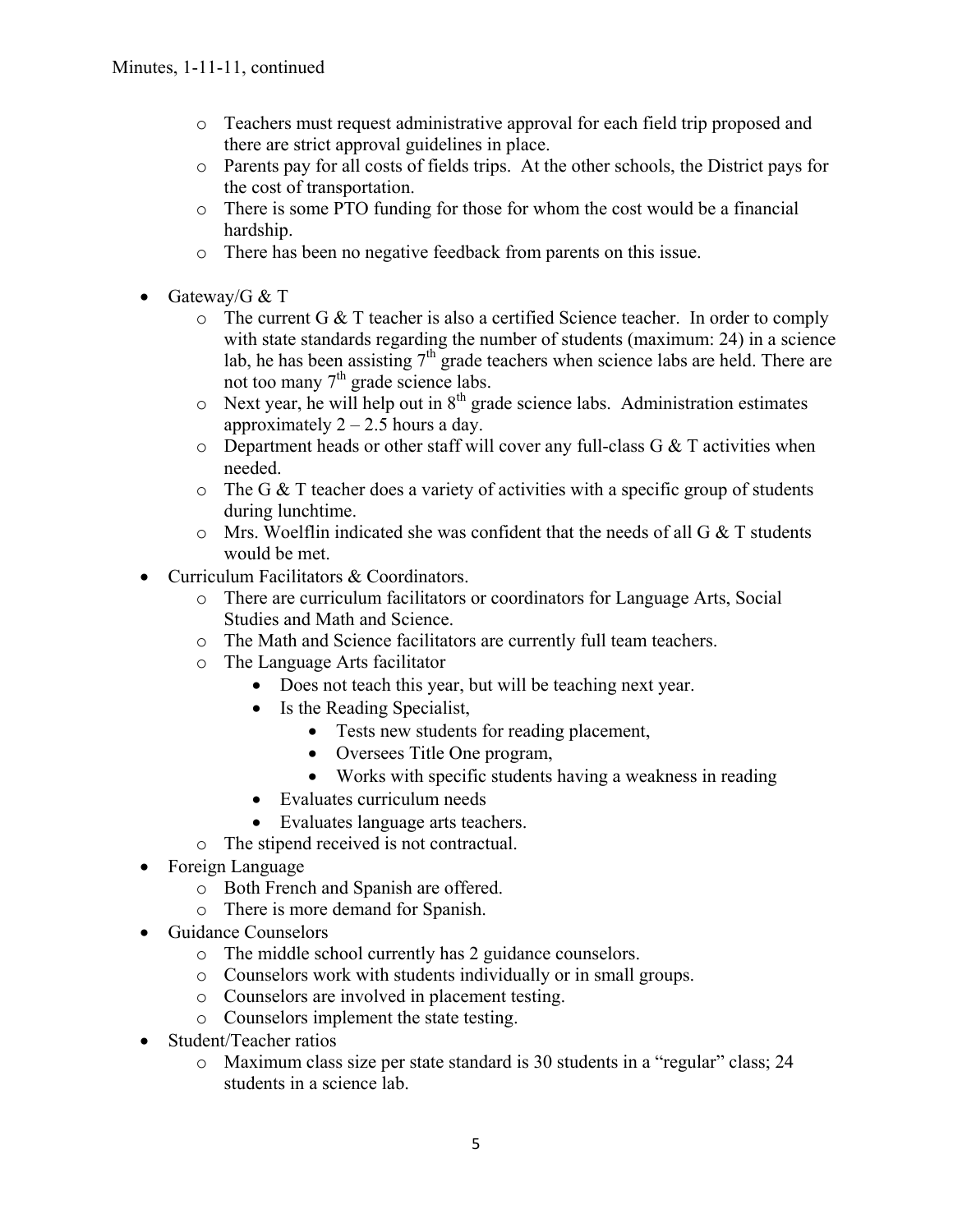- Teachers must request administrative approval for each field trip proposed and there are strict approval guidelines in place.
    - Parents pay for all costs of fields trips. At the other schools, the District pays for the cost of transportation.
    - There is some PTO funding for those for whom the cost would be a financial hardship.
    - There has been no negative feedback from parents on this issue.

- Gateway/G & T
    - The current G & T teacher is also a certified Science teacher. In order to comply with state standards regarding the number of students (maximum: 24) in a science lab, he has been assisting 7th grade teachers when science labs are held. There are not too many 7th grade science labs.
    - Next year, he will help out in 8th grade science labs. Administration estimates approximately 2 – 2.5 hours a day.
    - Department heads or other staff will cover any full-class G & T activities when needed.
    - The G & T teacher does a variety of activities with a specific group of students during lunchtime.
    - Mrs. Woelflin indicated she was confident that the needs of all G & T students would be met.
- Curriculum Facilitators & Coordinators.
    - There are curriculum facilitators or coordinators for Language Arts, Social Studies and Math and Science.
    - The Math and Science facilitators are currently full team teachers.
    - The Language Arts facilitator
        - Does not teach this year, but will be teaching next year.
        - Is the Reading Specialist,
            - Tests new students for reading placement,
            - Oversees Title One program,
            - Works with specific students having a weakness in reading
        - Evaluates curriculum needs
        - Evaluates language arts teachers.
    - The stipend received is not contractual.
- Foreign Language
    - Both French and Spanish are offered.
    - There is more demand for Spanish.
- Guidance Counselors
    - The middle school currently has 2 guidance counselors.
    - Counselors work with students individually or in small groups.
    - Counselors are involved in placement testing.
    - Counselors implement the state testing.
- Student/Teacher ratios
    - Maximum class size per state standard is 30 students in a "regular" class; 24 students in a science lab.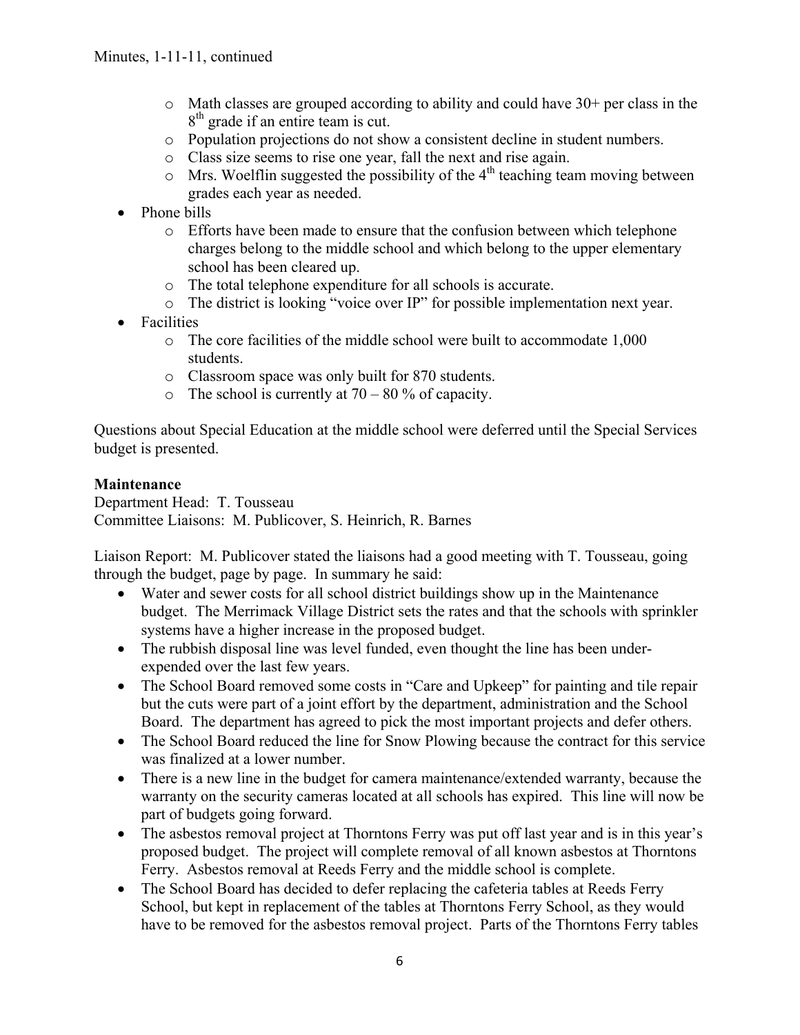- Math classes are grouped according to ability and could have 30+ per class in the 8th grade if an entire team is cut.
  - Population projections do not show a consistent decline in student numbers.
  - Class size seems to rise one year, fall the next and rise again.
  - Mrs. Woelflin suggested the possibility of the 4th teaching team moving between grades each year as needed.
- Phone bills
  - Efforts have been made to ensure that the confusion between which telephone charges belong to the middle school and which belong to the upper elementary school has been cleared up.
  - The total telephone expenditure for all schools is accurate.
  - The district is looking "voice over IP" for possible implementation next year.
- Facilities
  - The core facilities of the middle school were built to accommodate 1,000 students.
  - Classroom space was only built for 870 students.
  - The school is currently at 70 – 80 % of capacity.

Questions about Special Education at the middle school were deferred until the Special Services budget is presented.

**Maintenance**

Department Head: T. Tousseau
Committee Liaisons: M. Publicover, S. Heinrich, R. Barnes

Liaison Report: M. Publicover stated the liaisons had a good meeting with T. Tousseau, going through the budget, page by page. In summary he said:

- Water and sewer costs for all school district buildings show up in the Maintenance budget. The Merrimack Village District sets the rates and that the schools with sprinkler systems have a higher increase in the proposed budget.
- The rubbish disposal line was level funded, even thought the line has been under-expended over the last few years.
- The School Board removed some costs in "Care and Upkeep" for painting and tile repair but the cuts were part of a joint effort by the department, administration and the School Board. The department has agreed to pick the most important projects and defer others.
- The School Board reduced the line for Snow Plowing because the contract for this service was finalized at a lower number.
- There is a new line in the budget for camera maintenance/extended warranty, because the warranty on the security cameras located at all schools has expired. This line will now be part of budgets going forward.
- The asbestos removal project at Thorntons Ferry was put off last year and is in this year's proposed budget. The project will complete removal of all known asbestos at Thorntons Ferry. Asbestos removal at Reeds Ferry and the middle school is complete.
- The School Board has decided to defer replacing the cafeteria tables at Reeds Ferry School, but kept in replacement of the tables at Thorntons Ferry School, as they would have to be removed for the asbestos removal project. Parts of the Thorntons Ferry tables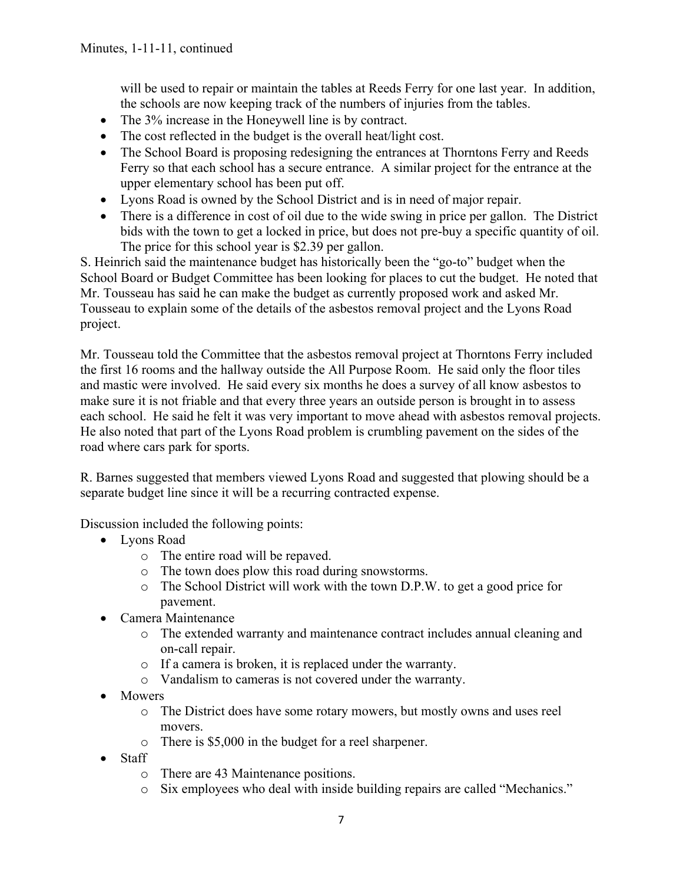will be used to repair or maintain the tables at Reeds Ferry for one last year. In addition, the schools are now keeping track of the numbers of injuries from the tables.

- The 3% increase in the Honeywell line is by contract.
- The cost reflected in the budget is the overall heat/light cost.
- The School Board is proposing redesigning the entrances at Thorntons Ferry and Reeds Ferry so that each school has a secure entrance. A similar project for the entrance at the upper elementary school has been put off.
- Lyons Road is owned by the School District and is in need of major repair.
- There is a difference in cost of oil due to the wide swing in price per gallon. The District bids with the town to get a locked in price, but does not pre-buy a specific quantity of oil. The price for this school year is $2.39 per gallon.

S. Heinrich said the maintenance budget has historically been the "go-to" budget when the School Board or Budget Committee has been looking for places to cut the budget. He noted that Mr. Tousseau has said he can make the budget as currently proposed work and asked Mr. Tousseau to explain some of the details of the asbestos removal project and the Lyons Road project.

Mr. Tousseau told the Committee that the asbestos removal project at Thorntons Ferry included the first 16 rooms and the hallway outside the All Purpose Room. He said only the floor tiles and mastic were involved. He said every six months he does a survey of all know asbestos to make sure it is not friable and that every three years an outside person is brought in to assess each school. He said he felt it was very important to move ahead with asbestos removal projects. He also noted that part of the Lyons Road problem is crumbling pavement on the sides of the road where cars park for sports.

R. Barnes suggested that members viewed Lyons Road and suggested that plowing should be a separate budget line since it will be a recurring contracted expense.

Discussion included the following points:

- Lyons Road
  - The entire road will be repaved.
  - The town does plow this road during snowstorms.
  - The School District will work with the town D.P.W. to get a good price for pavement.
- Camera Maintenance
  - The extended warranty and maintenance contract includes annual cleaning and on-call repair.
  - If a camera is broken, it is replaced under the warranty.
  - Vandalism to cameras is not covered under the warranty.
- Mowers
  - The District does have some rotary mowers, but mostly owns and uses reel movers.
  - There is $5,000 in the budget for a reel sharpener.
- Staff
  - There are 43 Maintenance positions.
  - Six employees who deal with inside building repairs are called "Mechanics."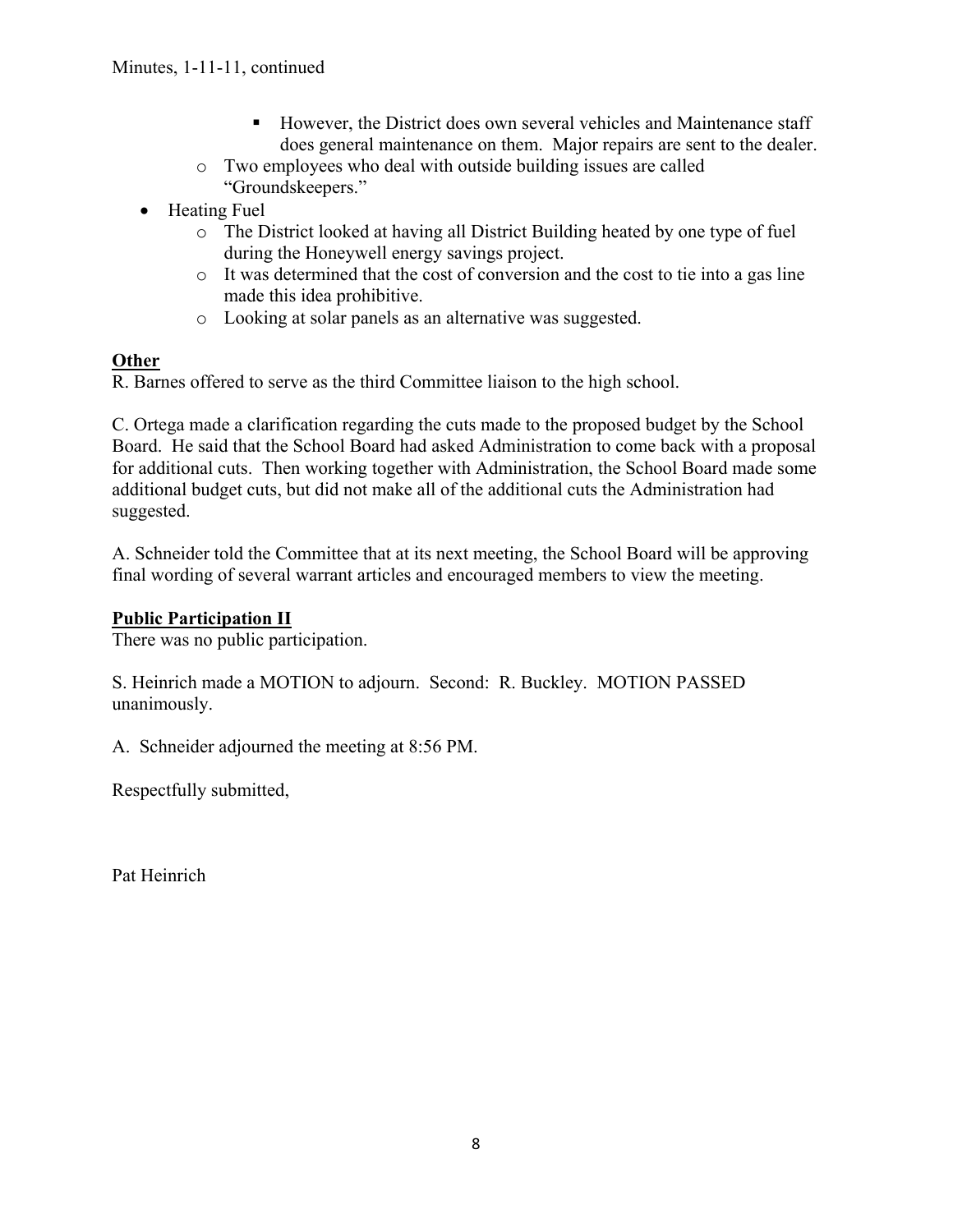- However, the District does own several vehicles and Maintenance staff does general maintenance on them. Major repairs are sent to the dealer.
  - Two employees who deal with outside building issues are called "Groundskeepers."
- Heating Fuel
  - The District looked at having all District Building heated by one type of fuel during the Honeywell energy savings project.
  - It was determined that the cost of conversion and the cost to tie into a gas line made this idea prohibitive.
  - Looking at solar panels as an alternative was suggested.

**Other**

R. Barnes offered to serve as the third Committee liaison to the high school.

C. Ortega made a clarification regarding the cuts made to the proposed budget by the School Board. He said that the School Board had asked Administration to come back with a proposal for additional cuts. Then working together with Administration, the School Board made some additional budget cuts, but did not make all of the additional cuts the Administration had suggested.

A. Schneider told the Committee that at its next meeting, the School Board will be approving final wording of several warrant articles and encouraged members to view the meeting.

**Public Participation II**

There was no public participation.

S. Heinrich made a MOTION to adjourn. Second: R. Buckley. MOTION PASSED unanimously.

A. Schneider adjourned the meeting at 8:56 PM.

Respectfully submitted,

Pat Heinrich